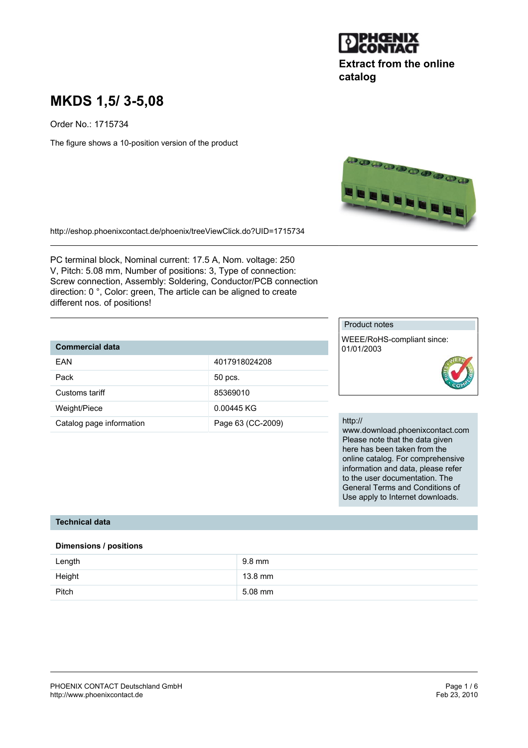Extract from the online catalog

# MKDS 1,5/ 3-5,08

Order No.: 1715734

The figure shows a 10-position version of the product

http://eshop.phoenixcontact.de/phoenix/treeViewClick.do?UID=1715734

PC terminal block, Nominal current: 17.5 A, Nom. voltage: 250 V, Pitch: 5.08 mm, Number of positions: 3, Type of connection: Screw connection, Assembly: Soldering, Conductor/PCB connection direction: 0 °, Color: green, The article can be aligned to create different nos. of positions!

| Commercial data | |
|---|---|
| EAN | 4017918024208 |
| Pack | 50 pcs. |
| Customs tariff | 85369010 |
| Weight/Piece | 0.00445 KG |
| Catalog page information | Page 63 (CC-2009) |

**Product notes**

WEEE/RoHS-compliant since: 01/01/2003

http://www.download.phoenixcontact.com Please note that the data given here has been taken from the online catalog. For comprehensive information and data, please refer to the user documentation. The General Terms and Conditions of Use apply to Internet downloads.

## Technical data

### Dimensions / positions

| | |
|---|---|
| Length | 9.8 mm |
| Height | 13.8 mm |
| Pitch | 5.08 mm |

PHOENIX CONTACT Deutschland GmbH
http://www.phoenixcontact.de

Feb 23, 2010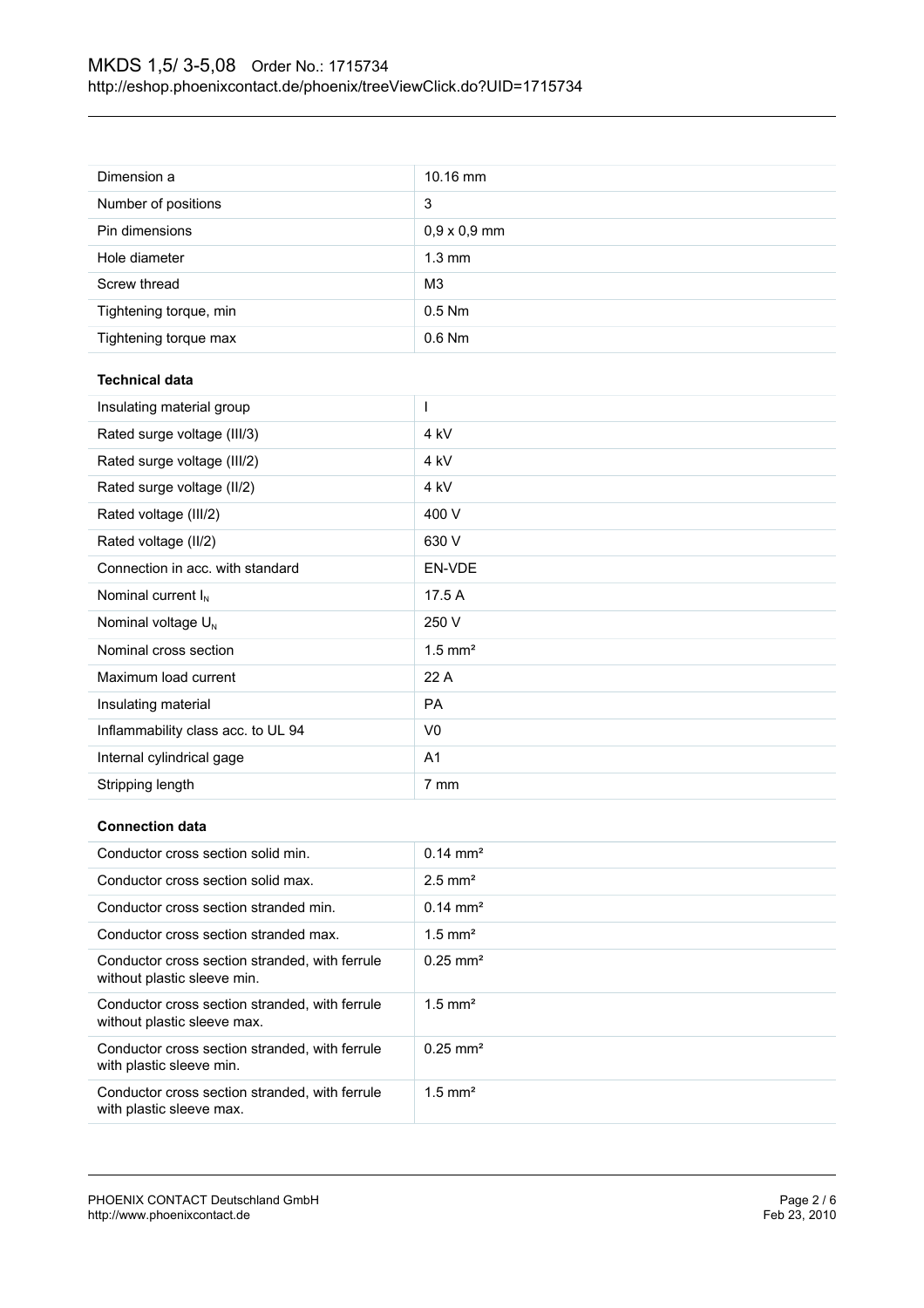| | |
|---|---|
| Dimension a | 10.16 mm |
| Number of positions | 3 |
| Pin dimensions | 0,9 x 0,9 mm |
| Hole diameter | 1.3 mm |
| Screw thread | M3 |
| Tightening torque, min | 0.5 Nm |
| Tightening torque max | 0.6 Nm |

**Technical data**

| | |
|---|---|
| Insulating material group | I |
| Rated surge voltage (III/3) | 4 kV |
| Rated surge voltage (III/2) | 4 kV |
| Rated surge voltage (II/2) | 4 kV |
| Rated voltage (III/2) | 400 V |
| Rated voltage (II/2) | 630 V |
| Connection in acc. with standard | EN-VDE |
| Nominal current $I_N$ | 17.5 A |
| Nominal voltage $U_N$ | 250 V |
| Nominal cross section | 1.5 mm² |
| Maximum load current | 22 A |
| Insulating material | PA |
| Inflammability class acc. to UL 94 | V0 |
| Internal cylindrical gage | A1 |
| Stripping length | 7 mm |

**Connection data**

| | |
|---|---|
| Conductor cross section solid min. | 0.14 mm² |
| Conductor cross section solid max. | 2.5 mm² |
| Conductor cross section stranded min. | 0.14 mm² |
| Conductor cross section stranded max. | 1.5 mm² |
| Conductor cross section stranded, with ferrule without plastic sleeve min. | 0.25 mm² |
| Conductor cross section stranded, with ferrule without plastic sleeve max. | 1.5 mm² |
| Conductor cross section stranded, with ferrule with plastic sleeve min. | 0.25 mm² |
| Conductor cross section stranded, with ferrule with plastic sleeve max. | 1.5 mm² |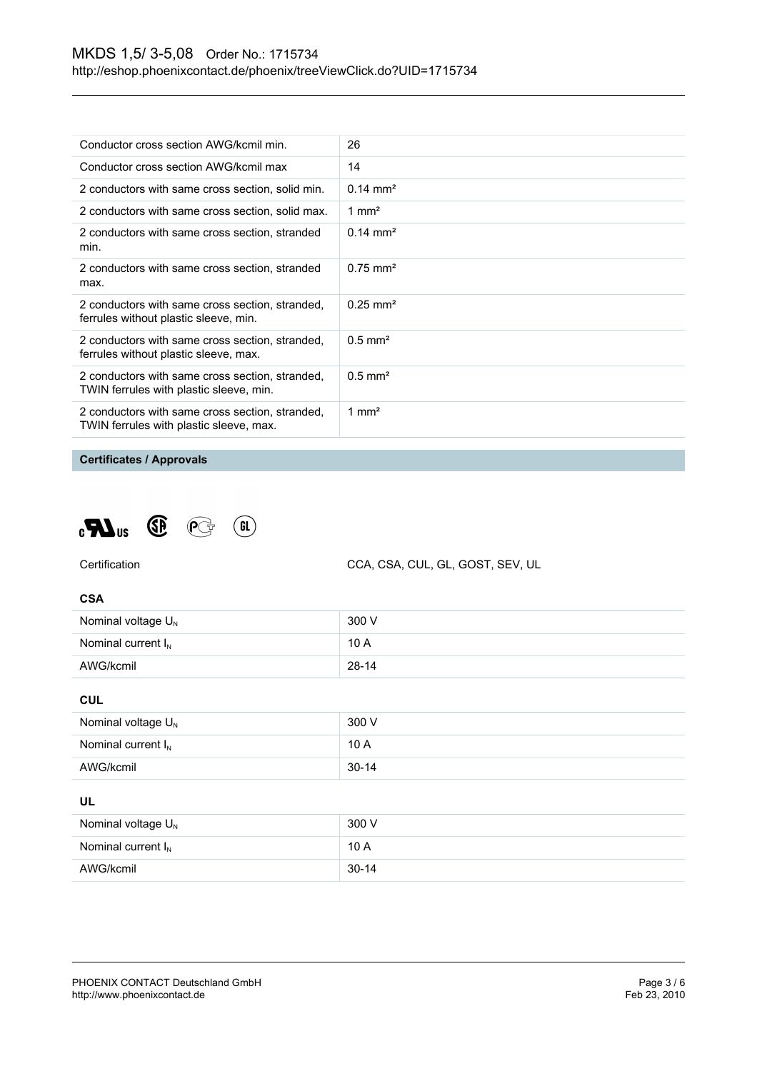| | |
|---|---|
| Conductor cross section AWG/kcmil min. | 26 |
| Conductor cross section AWG/kcmil max | 14 |
| 2 conductors with same cross section, solid min. | 0.14 mm² |
| 2 conductors with same cross section, solid max. | 1 mm² |
| 2 conductors with same cross section, stranded min. | 0.14 mm² |
| 2 conductors with same cross section, stranded max. | 0.75 mm² |
| 2 conductors with same cross section, stranded, ferrules without plastic sleeve, min. | 0.25 mm² |
| 2 conductors with same cross section, stranded, ferrules without plastic sleeve, max. | 0.5 mm² |
| 2 conductors with same cross section, stranded, TWIN ferrules with plastic sleeve, min. | 0.5 mm² |
| 2 conductors with same cross section, stranded, TWIN ferrules with plastic sleeve, max. | 1 mm² |

## Certificates / Approvals

| | |
|---|---|
| Certification | CCA, CSA, CUL, GL, GOST, SEV, UL |

### CSA

| | |
|---|---|
| Nominal voltage $U_N$ | 300 V |
| Nominal current $I_N$ | 10 A |
| AWG/kcmil | 28-14 |

### CUL

| | |
|---|---|
| Nominal voltage $U_N$ | 300 V |
| Nominal current $I_N$ | 10 A |
| AWG/kcmil | 30-14 |

### UL

| | |
|---|---|
| Nominal voltage $U_N$ | 300 V |
| Nominal current $I_N$ | 10 A |
| AWG/kcmil | 30-14 |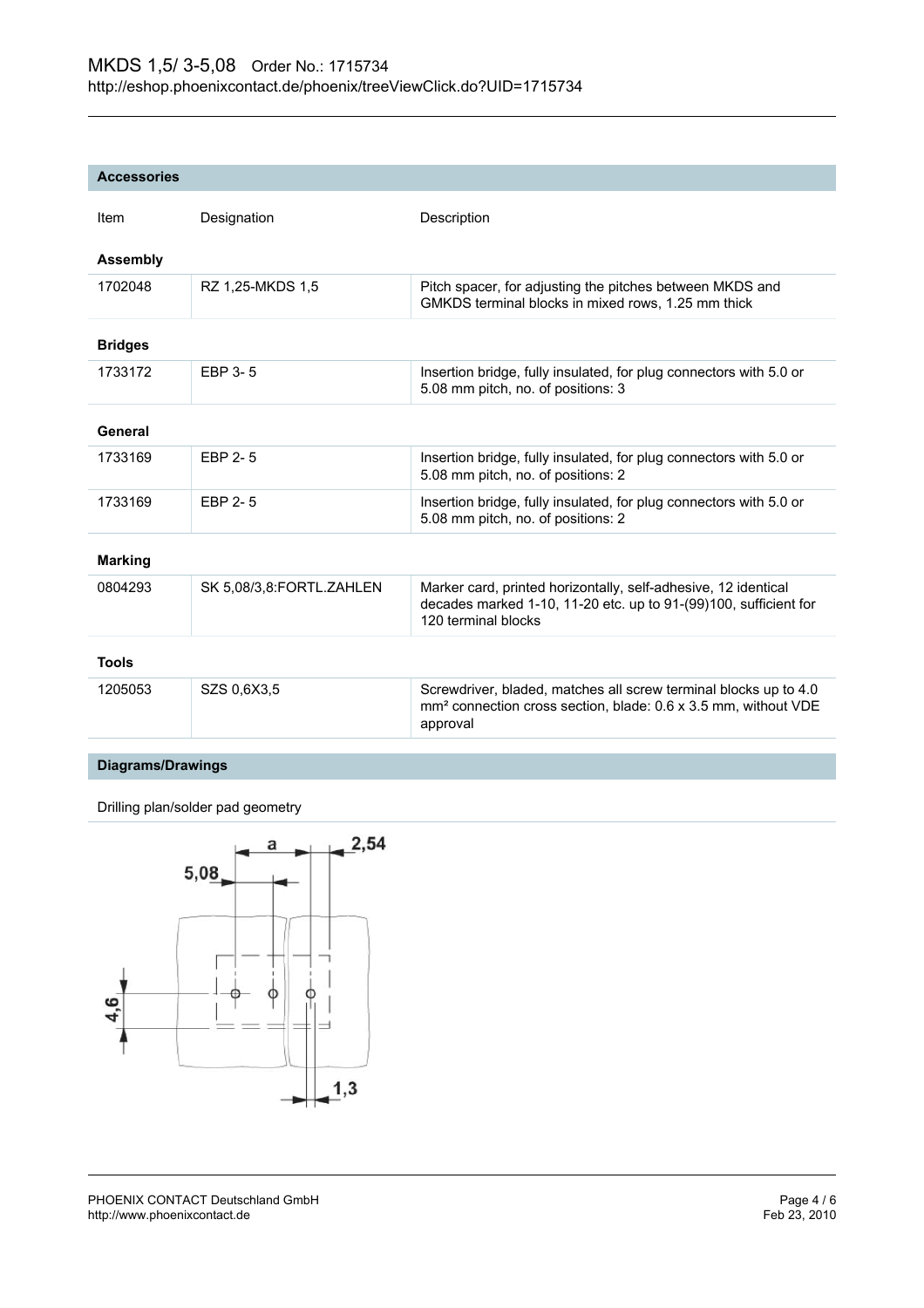## Accessories

| Item | Designation | Description |
|---|---|---|
| **Assembly** | | |
| 1702048 | RZ 1,25-MKDS 1,5 | Pitch spacer, for adjusting the pitches between MKDS and GMKDS terminal blocks in mixed rows, 1.25 mm thick |
| **Bridges** | | |
| 1733172 | EBP 3- 5 | Insertion bridge, fully insulated, for plug connectors with 5.0 or 5.08 mm pitch, no. of positions: 3 |
| **General** | | |
| 1733169 | EBP 2- 5 | Insertion bridge, fully insulated, for plug connectors with 5.0 or 5.08 mm pitch, no. of positions: 2 |
| 1733169 | EBP 2- 5 | Insertion bridge, fully insulated, for plug connectors with 5.0 or 5.08 mm pitch, no. of positions: 2 |
| **Marking** | | |
| 0804293 | SK 5,08/3,8:FORTL.ZAHLEN | Marker card, printed horizontally, self-adhesive, 12 identical decades marked 1-10, 11-20 etc. up to 91-(99)100, sufficient for 120 terminal blocks |
| **Tools** | | |
| 1205053 | SZS 0,6X3,5 | Screwdriver, bladed, matches all screw terminal blocks up to 4.0 mm² connection cross section, blade: 0.6 x 3.5 mm, without VDE approval |

## Diagrams/Drawings

Drilling plan/solder pad geometry

a

2,54

5,08

4,6

1,3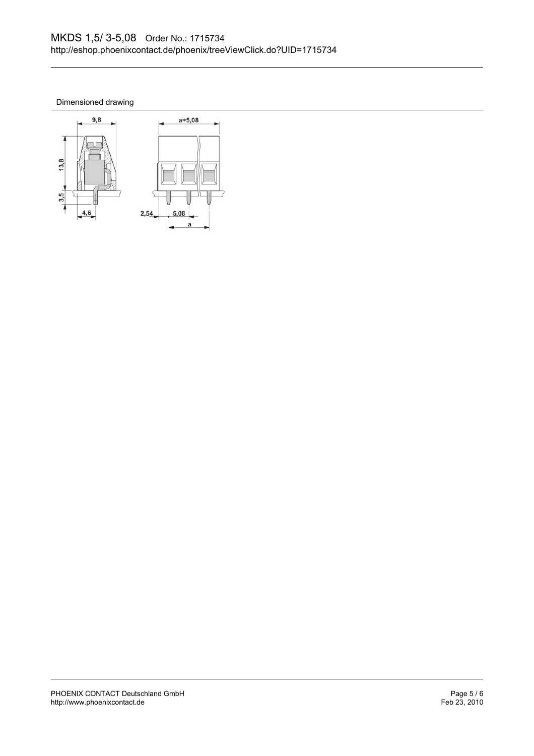Dimensioned drawing

9,8

13,8

3,5

4,6

a+5,08

2,54

5,08

a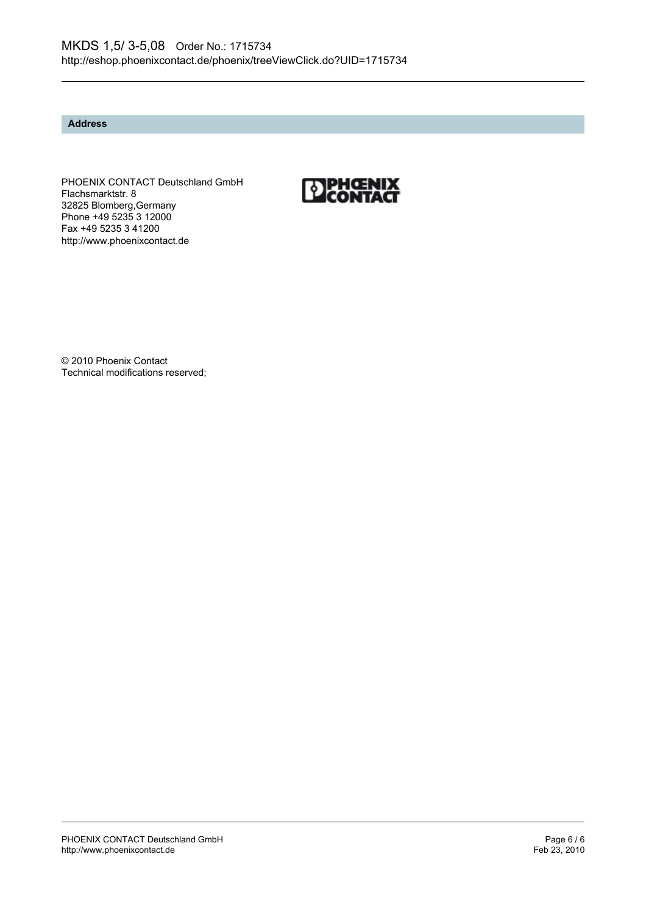## Address

PHOENIX CONTACT Deutschland GmbH
Flachsmarktstr. 8
32825 Blomberg,Germany
Phone +49 5235 3 12000
Fax +49 5235 3 41200
http://www.phoenixcontact.de

© 2010 Phoenix Contact
Technical modifications reserved;